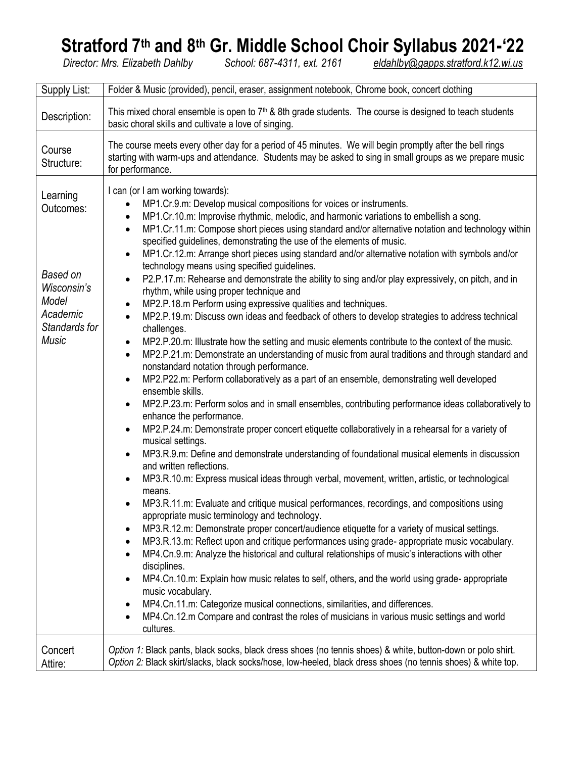# Stratford 7th and 8th Gr. Middle School Choir Syllabus 2021-'22

*Director: Mrs. Elizabeth Dahlby* *School: 687-4311, ext. 2161* *eldahlby@gapps.stratford.k12.wi.us*

| | |
|---|---|
| Supply List: | Folder & Music (provided), pencil, eraser, assignment notebook, Chrome book, concert clothing |
| Description: | This mixed choral ensemble is open to 7th & 8th grade students. The course is designed to teach students basic choral skills and cultivate a love of singing. |
| Course Structure: | The course meets every other day for a period of 45 minutes. We will begin promptly after the bell rings starting with warm-ups and attendance. Students may be asked to sing in small groups as we prepare music for performance. |
| Learning Outcomes:<br><br>*Based on Wisconsin's Model Academic Standards for Music* | I can (or I am working towards):<br>• MP1.Cr.9.m: Develop musical compositions for voices or instruments.<br>• MP1.Cr.10.m: Improvise rhythmic, melodic, and harmonic variations to embellish a song.<br>• MP1.Cr.11.m: Compose short pieces using standard and/or alternative notation and technology within specified guidelines, demonstrating the use of the elements of music.<br>• MP1.Cr.12.m: Arrange short pieces using standard and/or alternative notation with symbols and/or technology means using specified guidelines.<br>• P2.P.17.m: Rehearse and demonstrate the ability to sing and/or play expressively, on pitch, and in rhythm, while using proper technique and<br>• MP2.P.18.m Perform using expressive qualities and techniques.<br>• MP2.P.19.m: Discuss own ideas and feedback of others to develop strategies to address technical challenges.<br>• MP2.P.20.m: Illustrate how the setting and music elements contribute to the context of the music.<br>• MP2.P.21.m: Demonstrate an understanding of music from aural traditions and through standard and nonstandard notation through performance.<br>• MP2.P22.m: Perform collaboratively as a part of an ensemble, demonstrating well developed ensemble skills.<br>• MP2.P.23.m: Perform solos and in small ensembles, contributing performance ideas collaboratively to enhance the performance.<br>• MP2.P.24.m: Demonstrate proper concert etiquette collaboratively in a rehearsal for a variety of musical settings.<br>• MP3.R.9.m: Define and demonstrate understanding of foundational musical elements in discussion and written reflections.<br>• MP3.R.10.m: Express musical ideas through verbal, movement, written, artistic, or technological means.<br>• MP3.R.11.m: Evaluate and critique musical performances, recordings, and compositions using appropriate music terminology and technology.<br>• MP3.R.12.m: Demonstrate proper concert/audience etiquette for a variety of musical settings.<br>• MP3.R.13.m: Reflect upon and critique performances using grade- appropriate music vocabulary.<br>• MP4.Cn.9.m: Analyze the historical and cultural relationships of music's interactions with other disciplines.<br>• MP4.Cn.10.m: Explain how music relates to self, others, and the world using grade- appropriate music vocabulary.<br>• MP4.Cn.11.m: Categorize musical connections, similarities, and differences.<br>• MP4.Cn.12.m Compare and contrast the roles of musicians in various music settings and world cultures. |
| Concert Attire: | *Option 1:* Black pants, black socks, black dress shoes (no tennis shoes) & white, button-down or polo shirt.<br>*Option 2:* Black skirt/slacks, black socks/hose, low-heeled, black dress shoes (no tennis shoes) & white top. |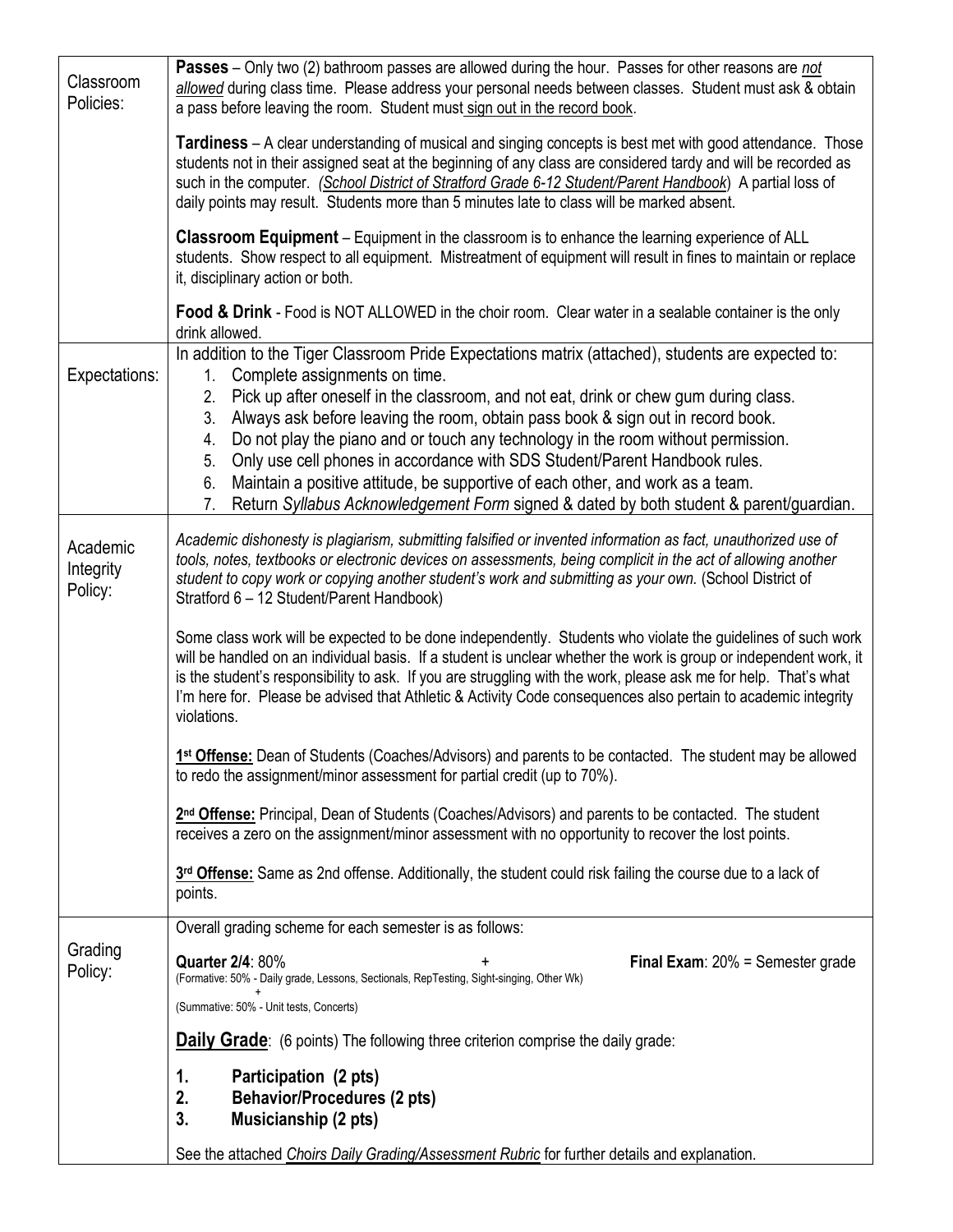| | |
|---|---|
| Classroom Policies: | **Passes** – Only two (2) bathroom passes are allowed during the hour. Passes for other reasons are *not allowed* during class time. Please address your personal needs between classes. Student must ask & obtain a pass before leaving the room. Student must sign out in the record book.<br><br>**Tardiness** – A clear understanding of musical and singing concepts is best met with good attendance. Those students not in their assigned seat at the beginning of any class are considered tardy and will be recorded as such in the computer. *(School District of Stratford Grade 6-12 Student/Parent Handbook)* A partial loss of daily points may result. Students more than 5 minutes late to class will be marked absent.<br><br>**Classroom Equipment** – Equipment in the classroom is to enhance the learning experience of ALL students. Show respect to all equipment. Mistreatment of equipment will result in fines to maintain or replace it, disciplinary action or both.<br><br>**Food & Drink** - Food is NOT ALLOWED in the choir room. Clear water in a sealable container is the only drink allowed. |
| Expectations: | In addition to the Tiger Classroom Pride Expectations matrix (attached), students are expected to:<br>1. Complete assignments on time.<br>2. Pick up after oneself in the classroom, and not eat, drink or chew gum during class.<br>3. Always ask before leaving the room, obtain pass book & sign out in record book.<br>4. Do not play the piano and or touch any technology in the room without permission.<br>5. Only use cell phones in accordance with SDS Student/Parent Handbook rules.<br>6. Maintain a positive attitude, be supportive of each other, and work as a team.<br>7. Return *Syllabus Acknowledgement Form* signed & dated by both student & parent/guardian. |
| Academic Integrity Policy: | *Academic dishonesty is plagiarism, submitting falsified or invented information as fact, unauthorized use of tools, notes, textbooks or electronic devices on assessments, being complicit in the act of allowing another student to copy work or copying another student's work and submitting as your own.* (School District of Stratford 6 – 12 Student/Parent Handbook)<br><br>Some class work will be expected to be done independently. Students who violate the guidelines of such work will be handled on an individual basis. If a student is unclear whether the work is group or independent work, it is the student's responsibility to ask. If you are struggling with the work, please ask me for help. That's what I'm here for. Please be advised that Athletic & Activity Code consequences also pertain to academic integrity violations.<br><br>**1st Offense:** Dean of Students (Coaches/Advisors) and parents to be contacted. The student may be allowed to redo the assignment/minor assessment for partial credit (up to 70%).<br><br>**2nd Offense:** Principal, Dean of Students (Coaches/Advisors) and parents to be contacted. The student receives a zero on the assignment/minor assessment with no opportunity to recover the lost points.<br><br>**3rd Offense:** Same as 2nd offense. Additionally, the student could risk failing the course due to a lack of points. |
| Grading Policy: | Overall grading scheme for each semester is as follows:<br><br>**Quarter 2/4**: 80% + **Final Exam**: 20% = Semester grade<br>(Formative: 50% - Daily grade, Lessons, Sectionals, RepTesting, Sight-singing, Other Wk)<br>+<br>(Summative: 50% - Unit tests, Concerts)<br><br>**Daily Grade**: (6 points) The following three criterion comprise the daily grade:<br><br>1. **Participation (2 pts)**<br>2. **Behavior/Procedures (2 pts)**<br>3. **Musicianship (2 pts)**<br><br>See the attached *Choirs Daily Grading/Assessment Rubric* for further details and explanation. |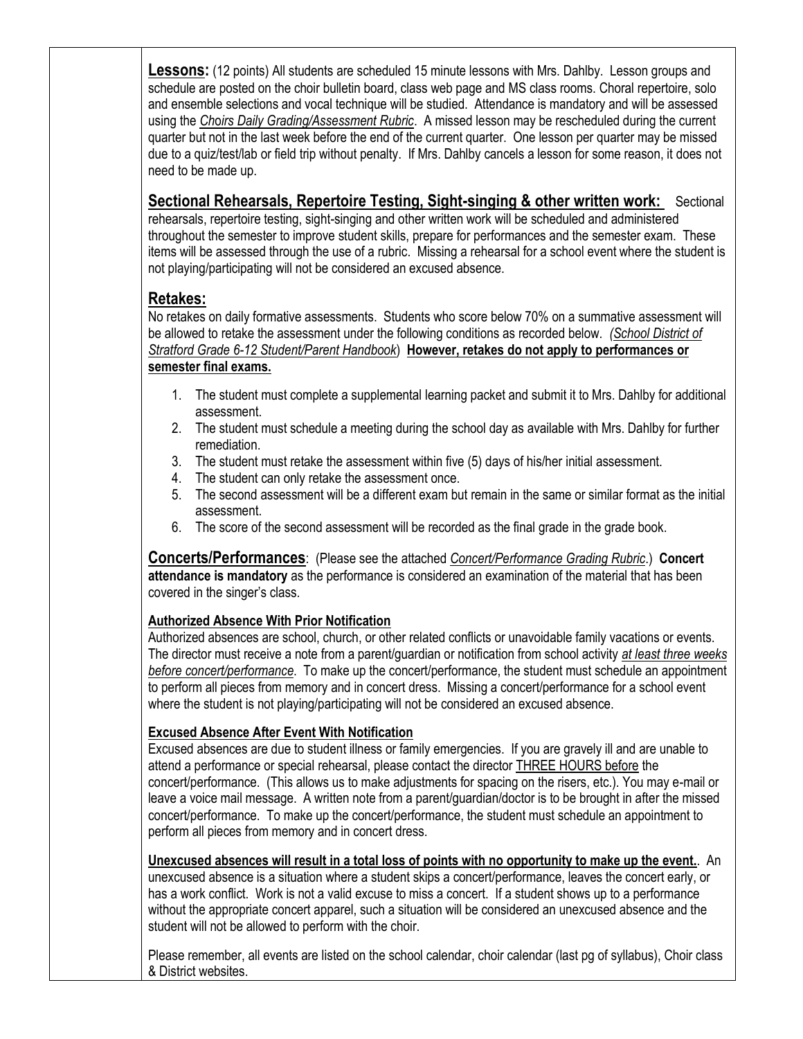**Lessons:** (12 points) All students are scheduled 15 minute lessons with Mrs. Dahlby. Lesson groups and schedule are posted on the choir bulletin board, class web page and MS class rooms. Choral repertoire, solo and ensemble selections and vocal technique will be studied. Attendance is mandatory and will be assessed using the *Choirs Daily Grading/Assessment Rubric*. A missed lesson may be rescheduled during the current quarter but not in the last week before the end of the current quarter. One lesson per quarter may be missed due to a quiz/test/lab or field trip without penalty. If Mrs. Dahlby cancels a lesson for some reason, it does not need to be made up.

**Sectional Rehearsals, Repertoire Testing, Sight-singing & other written work:** Sectional rehearsals, repertoire testing, sight-singing and other written work will be scheduled and administered throughout the semester to improve student skills, prepare for performances and the semester exam. These items will be assessed through the use of a rubric. Missing a rehearsal for a school event where the student is not playing/participating will not be considered an excused absence.

## Retakes:

No retakes on daily formative assessments. Students who score below 70% on a summative assessment will be allowed to retake the assessment under the following conditions as recorded below. *(School District of Stratford Grade 6-12 Student/Parent Handbook)* **However, retakes do not apply to performances or semester final exams.**

1. The student must complete a supplemental learning packet and submit it to Mrs. Dahlby for additional assessment.
2. The student must schedule a meeting during the school day as available with Mrs. Dahlby for further remediation.
3. The student must retake the assessment within five (5) days of his/her initial assessment.
4. The student can only retake the assessment once.
5. The second assessment will be a different exam but remain in the same or similar format as the initial assessment.
6. The score of the second assessment will be recorded as the final grade in the grade book.

**Concerts/Performances**: (Please see the attached *Concert/Performance Grading Rubric*.) **Concert attendance is mandatory** as the performance is considered an examination of the material that has been covered in the singer's class.

**Authorized Absence With Prior Notification**

Authorized absences are school, church, or other related conflicts or unavoidable family vacations or events. The director must receive a note from a parent/guardian or notification from school activity *at least three weeks before concert/performance*. To make up the concert/performance, the student must schedule an appointment to perform all pieces from memory and in concert dress. Missing a concert/performance for a school event where the student is not playing/participating will not be considered an excused absence.

**Excused Absence After Event With Notification**

Excused absences are due to student illness or family emergencies. If you are gravely ill and are unable to attend a performance or special rehearsal, please contact the director THREE HOURS before the concert/performance. (This allows us to make adjustments for spacing on the risers, etc.). You may e-mail or leave a voice mail message. A written note from a parent/guardian/doctor is to be brought in after the missed concert/performance. To make up the concert/performance, the student must schedule an appointment to perform all pieces from memory and in concert dress.

**Unexcused absences will result in a total loss of points with no opportunity to make up the event.**. An unexcused absence is a situation where a student skips a concert/performance, leaves the concert early, or has a work conflict. Work is not a valid excuse to miss a concert. If a student shows up to a performance without the appropriate concert apparel, such a situation will be considered an unexcused absence and the student will not be allowed to perform with the choir.

Please remember, all events are listed on the school calendar, choir calendar (last pg of syllabus), Choir class & District websites.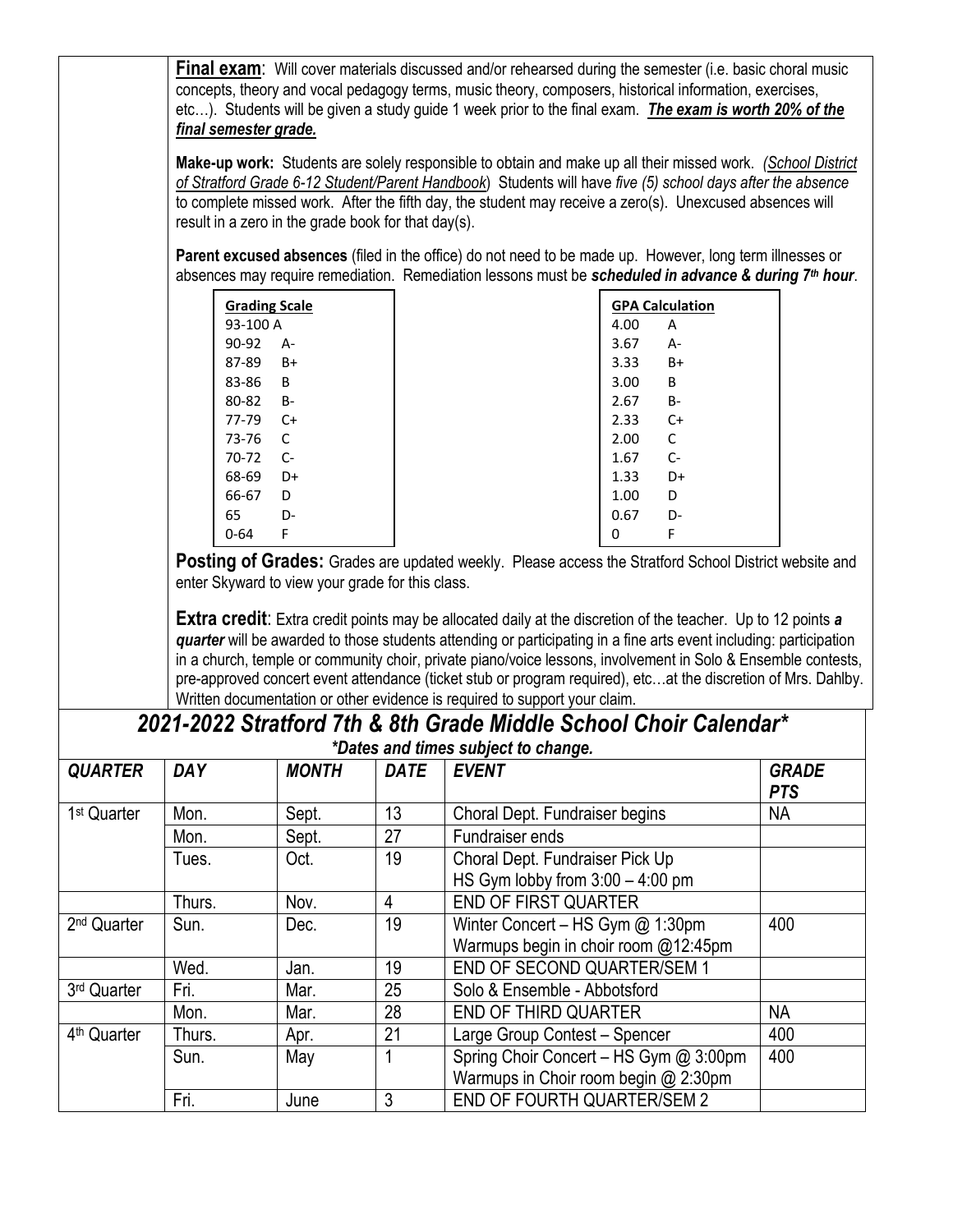**Final exam**: Will cover materials discussed and/or rehearsed during the semester (i.e. basic choral music concepts, theory and vocal pedagogy terms, music theory, composers, historical information, exercises, etc…). Students will be given a study guide 1 week prior to the final exam. ***The exam is worth 20% of the final semester grade.***

**Make-up work:** Students are solely responsible to obtain and make up all their missed work. (*School District of Stratford Grade 6-12 Student/Parent Handbook*) Students will have *five (5) school days after the absence* to complete missed work. After the fifth day, the student may receive a zero(s). Unexcused absences will result in a zero in the grade book for that day(s).

**Parent excused absences** (filed in the office) do not need to be made up. However, long term illnesses or absences may require remediation. Remediation lessons must be ***scheduled in advance & during 7th hour***.

| Grading Scale | |
|---|---|
| 93-100 | A |
| 90-92 | A- |
| 87-89 | B+ |
| 83-86 | B |
| 80-82 | B- |
| 77-79 | C+ |
| 73-76 | C |
| 70-72 | C- |
| 68-69 | D+ |
| 66-67 | D |
| 65 | D- |
| 0-64 | F |

| GPA Calculation | |
|---|---|
| 4.00 | A |
| 3.67 | A- |
| 3.33 | B+ |
| 3.00 | B |
| 2.67 | B- |
| 2.33 | C+ |
| 2.00 | C |
| 1.67 | C- |
| 1.33 | D+ |
| 1.00 | D |
| 0.67 | D- |
| 0 | F |

**Posting of Grades:** Grades are updated weekly. Please access the Stratford School District website and enter Skyward to view your grade for this class.

**Extra credit**: Extra credit points may be allocated daily at the discretion of the teacher. Up to 12 points ***a quarter*** will be awarded to those students attending or participating in a fine arts event including: participation in a church, temple or community choir, private piano/voice lessons, involvement in Solo & Ensemble contests, pre-approved concert event attendance (ticket stub or program required), etc…at the discretion of Mrs. Dahlby. Written documentation or other evidence is required to support your claim.

## *2021-2022 Stratford 7th & 8th Grade Middle School Choir Calendar\**

***Dates and times subject to change.***

| *QUARTER* | *DAY* | *MONTH* | *DATE* | *EVENT* | *GRADE PTS* |
|---|---|---|---|---|---|
| 1st Quarter | Mon. | Sept. | 13 | Choral Dept. Fundraiser begins | NA |
| | Mon. | Sept. | 27 | Fundraiser ends | |
| | Tues. | Oct. | 19 | Choral Dept. Fundraiser Pick Up HS Gym lobby from 3:00 – 4:00 pm | |
| | Thurs. | Nov. | 4 | END OF FIRST QUARTER | |
| 2nd Quarter | Sun. | Dec. | 19 | Winter Concert – HS Gym @ 1:30pm Warmups begin in choir room @12:45pm | 400 |
| | Wed. | Jan. | 19 | END OF SECOND QUARTER/SEM 1 | |
| 3rd Quarter | Fri. | Mar. | 25 | Solo & Ensemble - Abbotsford | |
| | Mon. | Mar. | 28 | END OF THIRD QUARTER | NA |
| 4th Quarter | Thurs. | Apr. | 21 | Large Group Contest – Spencer | 400 |
| | Sun. | May | 1 | Spring Choir Concert – HS Gym @ 3:00pm Warmups in Choir room begin @ 2:30pm | 400 |
| | Fri. | June | 3 | END OF FOURTH QUARTER/SEM 2 | |